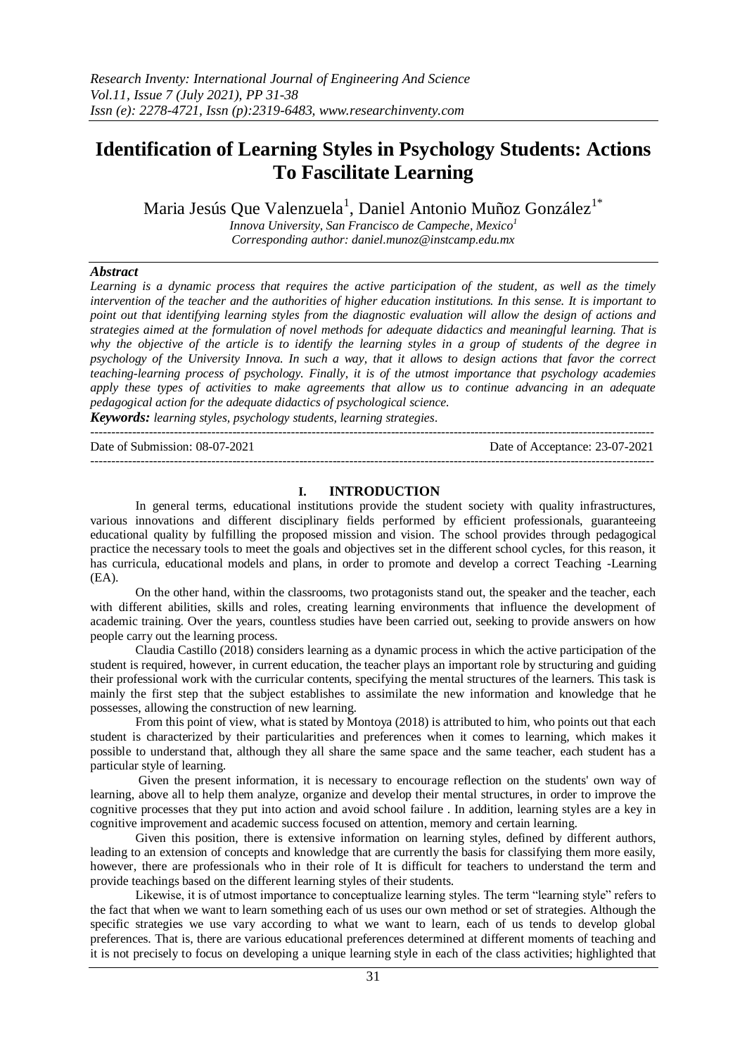# Identification of Learning Styles in Psychology Students: Actions To Fascilitate Learning

Maria Jesús Que Valenzuela[1], Daniel Antonio Muñoz González[1*]

*Innova University, San Francisco de Campeche, Mexico[1]*
*Corresponding author: daniel.munoz@instcamp.edu.mx*

### *Abstract*

*Learning is a dynamic process that requires the active participation of the student, as well as the timely intervention of the teacher and the authorities of higher education institutions. In this sense. It is important to point out that identifying learning styles from the diagnostic evaluation will allow the design of actions and strategies aimed at the formulation of novel methods for adequate didactics and meaningful learning. That is why the objective of the article is to identify the learning styles in a group of students of the degree in psychology of the University Innova. In such a way, that it allows to design actions that favor the correct teaching-learning process of psychology. Finally, it is of the utmost importance that psychology academies apply these types of activities to make agreements that allow us to continue advancing in an adequate pedagogical action for the adequate didactics of psychological science.*

***Keywords:*** *learning styles, psychology students, learning strategies*.

---

Date of Submission: 08-07-2021 | Date of Acceptance: 23-07-2021

---

## I. INTRODUCTION

In general terms, educational institutions provide the student society with quality infrastructures, various innovations and different disciplinary fields performed by efficient professionals, guaranteeing educational quality by fulfilling the proposed mission and vision. The school provides through pedagogical practice the necessary tools to meet the goals and objectives set in the different school cycles, for this reason, it has curricula, educational models and plans, in order to promote and develop a correct Teaching -Learning (EA).

On the other hand, within the classrooms, two protagonists stand out, the speaker and the teacher, each with different abilities, skills and roles, creating learning environments that influence the development of academic training. Over the years, countless studies have been carried out, seeking to provide answers on how people carry out the learning process.

Claudia Castillo (2018) considers learning as a dynamic process in which the active participation of the student is required, however, in current education, the teacher plays an important role by structuring and guiding their professional work with the curricular contents, specifying the mental structures of the learners. This task is mainly the first step that the subject establishes to assimilate the new information and knowledge that he possesses, allowing the construction of new learning.

From this point of view, what is stated by Montoya (2018) is attributed to him, who points out that each student is characterized by their particularities and preferences when it comes to learning, which makes it possible to understand that, although they all share the same space and the same teacher, each student has a particular style of learning.

Given the present information, it is necessary to encourage reflection on the students' own way of learning, above all to help them analyze, organize and develop their mental structures, in order to improve the cognitive processes that they put into action and avoid school failure . In addition, learning styles are a key in cognitive improvement and academic success focused on attention, memory and certain learning.

Given this position, there is extensive information on learning styles, defined by different authors, leading to an extension of concepts and knowledge that are currently the basis for classifying them more easily, however, there are professionals who in their role of It is difficult for teachers to understand the term and provide teachings based on the different learning styles of their students.

Likewise, it is of utmost importance to conceptualize learning styles. The term "learning style" refers to the fact that when we want to learn something each of us uses our own method or set of strategies. Although the specific strategies we use vary according to what we want to learn, each of us tends to develop global preferences. That is, there are various educational preferences determined at different moments of teaching and it is not precisely to focus on developing a unique learning style in each of the class activities; highlighted that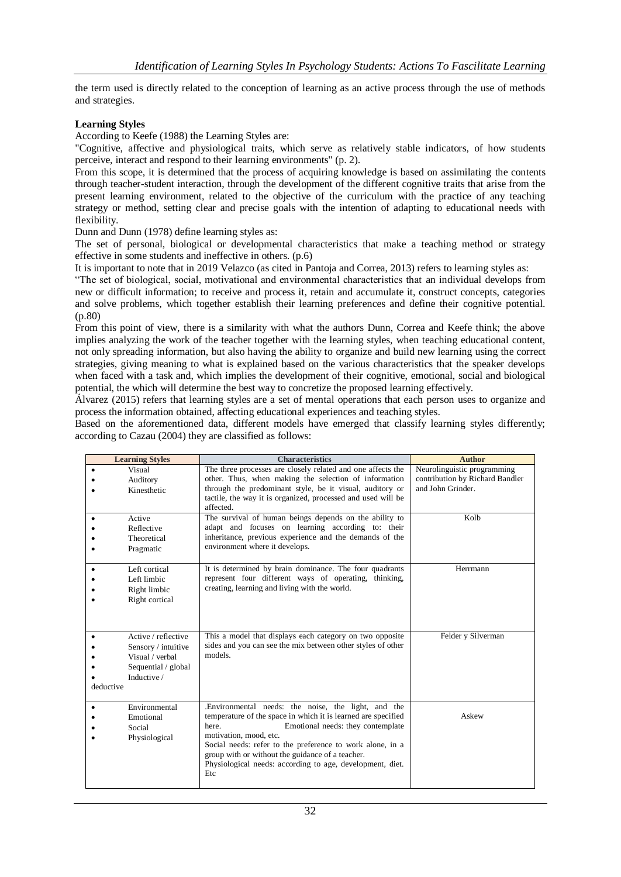the term used is directly related to the conception of learning as an active process through the use of methods and strategies.

**Learning Styles**

According to Keefe (1988) the Learning Styles are:

"Cognitive, affective and physiological traits, which serve as relatively stable indicators, of how students perceive, interact and respond to their learning environments" (p. 2).

From this scope, it is determined that the process of acquiring knowledge is based on assimilating the contents through teacher-student interaction, through the development of the different cognitive traits that arise from the present learning environment, related to the objective of the curriculum with the practice of any teaching strategy or method, setting clear and precise goals with the intention of adapting to educational needs with flexibility.

Dunn and Dunn (1978) define learning styles as:

The set of personal, biological or developmental characteristics that make a teaching method or strategy effective in some students and ineffective in others. (p.6)

It is important to note that in 2019 Velazco (as cited in Pantoja and Correa, 2013) refers to learning styles as:

"The set of biological, social, motivational and environmental characteristics that an individual develops from new or difficult information; to receive and process it, retain and accumulate it, construct concepts, categories and solve problems, which together establish their learning preferences and define their cognitive potential. (p.80)

From this point of view, there is a similarity with what the authors Dunn, Correa and Keefe think; the above implies analyzing the work of the teacher together with the learning styles, when teaching educational content, not only spreading information, but also having the ability to organize and build new learning using the correct strategies, giving meaning to what is explained based on the various characteristics that the speaker develops when faced with a task and, which implies the development of their cognitive, emotional, social and biological potential, the which will determine the best way to concretize the proposed learning effectively.

Álvarez (2015) refers that learning styles are a set of mental operations that each person uses to organize and process the information obtained, affecting educational experiences and teaching styles.

Based on the aforementioned data, different models have emerged that classify learning styles differently; according to Cazau (2004) they are classified as follows:

| Learning Styles | Characteristics | Author |
|---|---|---|
| • Visual<br>• Auditory<br>• Kinesthetic | The three processes are closely related and one affects the other. Thus, when making the selection of information through the predominant style, be it visual, auditory or tactile, the way it is organized, processed and used will be affected. | Neurolinguistic programming contribution by Richard Bandler and John Grinder. |
| • Active<br>• Reflective<br>• Theoretical<br>• Pragmatic | The survival of human beings depends on the ability to adapt and focuses on learning according to: their inheritance, previous experience and the demands of the environment where it develops. | Kolb |
| • Left cortical<br>• Left limbic<br>• Right limbic<br>• Right cortical | It is determined by brain dominance. The four quadrants represent four different ways of operating, thinking, creating, learning and living with the world. | Herrmann |
| • Active / reflective<br>• Sensory / intuitive<br>• Visual / verbal<br>• Sequential / global<br>• Inductive / deductive | This a model that displays each category on two opposite sides and you can see the mix between other styles of other models. | Felder y Silverman |
| • Environmental<br>• Emotional<br>• Social<br>• Physiological | .Environmental needs: the noise, the light, and the temperature of the space in which it is learned are specified here. Emotional needs: they contemplate motivation, mood, etc.<br>Social needs: refer to the preference to work alone, in a group with or without the guidance of a teacher.<br>Physiological needs: according to age, development, diet. Etc | Askew |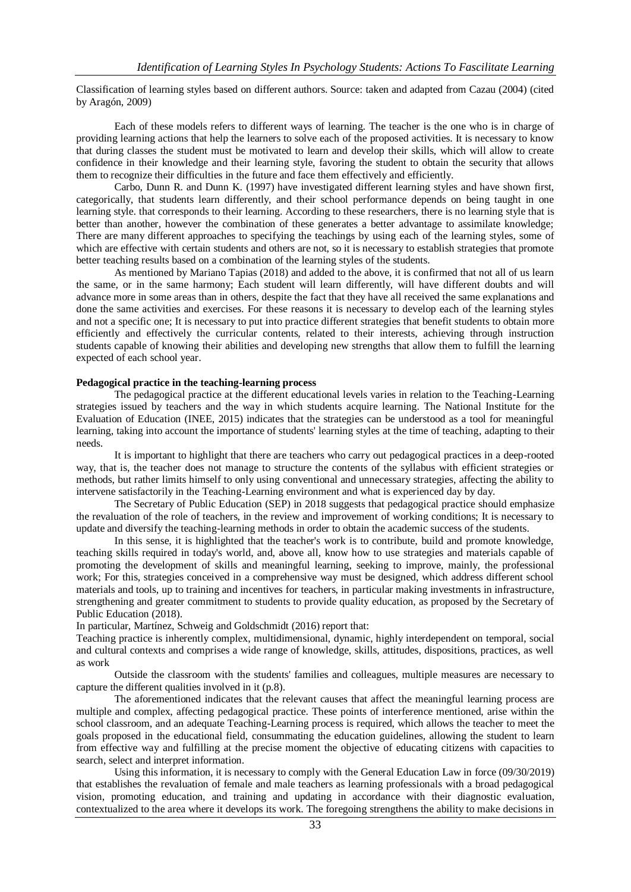Classification of learning styles based on different authors. Source: taken and adapted from Cazau (2004) (cited by Aragón, 2009)

Each of these models refers to different ways of learning. The teacher is the one who is in charge of providing learning actions that help the learners to solve each of the proposed activities. It is necessary to know that during classes the student must be motivated to learn and develop their skills, which will allow to create confidence in their knowledge and their learning style, favoring the student to obtain the security that allows them to recognize their difficulties in the future and face them effectively and efficiently.

Carbo, Dunn R. and Dunn K. (1997) have investigated different learning styles and have shown first, categorically, that students learn differently, and their school performance depends on being taught in one learning style. that corresponds to their learning. According to these researchers, there is no learning style that is better than another, however the combination of these generates a better advantage to assimilate knowledge; There are many different approaches to specifying the teachings by using each of the learning styles, some of which are effective with certain students and others are not, so it is necessary to establish strategies that promote better teaching results based on a combination of the learning styles of the students.

As mentioned by Mariano Tapias (2018) and added to the above, it is confirmed that not all of us learn the same, or in the same harmony; Each student will learn differently, will have different doubts and will advance more in some areas than in others, despite the fact that they have all received the same explanations and done the same activities and exercises. For these reasons it is necessary to develop each of the learning styles and not a specific one; It is necessary to put into practice different strategies that benefit students to obtain more efficiently and effectively the curricular contents, related to their interests, achieving through instruction students capable of knowing their abilities and developing new strengths that allow them to fulfill the learning expected of each school year.

**Pedagogical practice in the teaching-learning process**

The pedagogical practice at the different educational levels varies in relation to the Teaching-Learning strategies issued by teachers and the way in which students acquire learning. The National Institute for the Evaluation of Education (INEE, 2015) indicates that the strategies can be understood as a tool for meaningful learning, taking into account the importance of students' learning styles at the time of teaching, adapting to their needs.

It is important to highlight that there are teachers who carry out pedagogical practices in a deep-rooted way, that is, the teacher does not manage to structure the contents of the syllabus with efficient strategies or methods, but rather limits himself to only using conventional and unnecessary strategies, affecting the ability to intervene satisfactorily in the Teaching-Learning environment and what is experienced day by day.

The Secretary of Public Education (SEP) in 2018 suggests that pedagogical practice should emphasize the revaluation of the role of teachers, in the review and improvement of working conditions; It is necessary to update and diversify the teaching-learning methods in order to obtain the academic success of the students.

In this sense, it is highlighted that the teacher's work is to contribute, build and promote knowledge, teaching skills required in today's world, and, above all, know how to use strategies and materials capable of promoting the development of skills and meaningful learning, seeking to improve, mainly, the professional work; For this, strategies conceived in a comprehensive way must be designed, which address different school materials and tools, up to training and incentives for teachers, in particular making investments in infrastructure, strengthening and greater commitment to students to provide quality education, as proposed by the Secretary of Public Education (2018).

In particular, Martínez, Schweig and Goldschmidt (2016) report that:

Teaching practice is inherently complex, multidimensional, dynamic, highly interdependent on temporal, social and cultural contexts and comprises a wide range of knowledge, skills, attitudes, dispositions, practices, as well as work

Outside the classroom with the students' families and colleagues, multiple measures are necessary to capture the different qualities involved in it (p.8).

The aforementioned indicates that the relevant causes that affect the meaningful learning process are multiple and complex, affecting pedagogical practice. These points of interference mentioned, arise within the school classroom, and an adequate Teaching-Learning process is required, which allows the teacher to meet the goals proposed in the educational field, consummating the education guidelines, allowing the student to learn from effective way and fulfilling at the precise moment the objective of educating citizens with capacities to search, select and interpret information.

Using this information, it is necessary to comply with the General Education Law in force (09/30/2019) that establishes the revaluation of female and male teachers as learning professionals with a broad pedagogical vision, promoting education, and training and updating in accordance with their diagnostic evaluation, contextualized to the area where it develops its work. The foregoing strengthens the ability to make decisions in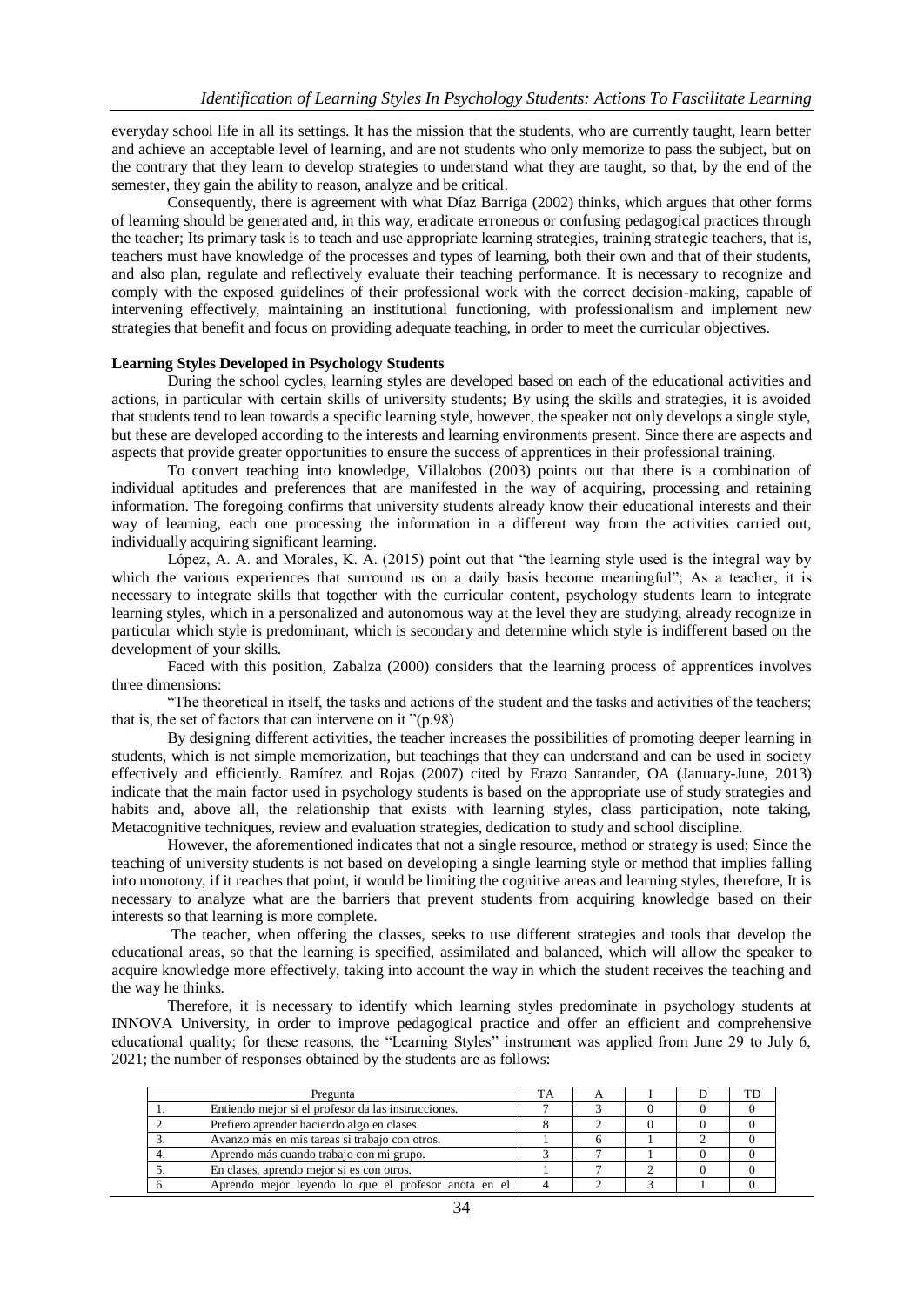everyday school life in all its settings. It has the mission that the students, who are currently taught, learn better and achieve an acceptable level of learning, and are not students who only memorize to pass the subject, but on the contrary that they learn to develop strategies to understand what they are taught, so that, by the end of the semester, they gain the ability to reason, analyze and be critical.

Consequently, there is agreement with what Díaz Barriga (2002) thinks, which argues that other forms of learning should be generated and, in this way, eradicate erroneous or confusing pedagogical practices through the teacher; Its primary task is to teach and use appropriate learning strategies, training strategic teachers, that is, teachers must have knowledge of the processes and types of learning, both their own and that of their students, and also plan, regulate and reflectively evaluate their teaching performance. It is necessary to recognize and comply with the exposed guidelines of their professional work with the correct decision-making, capable of intervening effectively, maintaining an institutional functioning, with professionalism and implement new strategies that benefit and focus on providing adequate teaching, in order to meet the curricular objectives.

**Learning Styles Developed in Psychology Students**

During the school cycles, learning styles are developed based on each of the educational activities and actions, in particular with certain skills of university students; By using the skills and strategies, it is avoided that students tend to lean towards a specific learning style, however, the speaker not only develops a single style, but these are developed according to the interests and learning environments present. Since there are aspects and aspects that provide greater opportunities to ensure the success of apprentices in their professional training.

To convert teaching into knowledge, Villalobos (2003) points out that there is a combination of individual aptitudes and preferences that are manifested in the way of acquiring, processing and retaining information. The foregoing confirms that university students already know their educational interests and their way of learning, each one processing the information in a different way from the activities carried out, individually acquiring significant learning.

López, A. A. and Morales, K. A. (2015) point out that "the learning style used is the integral way by which the various experiences that surround us on a daily basis become meaningful"; As a teacher, it is necessary to integrate skills that together with the curricular content, psychology students learn to integrate learning styles, which in a personalized and autonomous way at the level they are studying, already recognize in particular which style is predominant, which is secondary and determine which style is indifferent based on the development of your skills.

Faced with this position, Zabalza (2000) considers that the learning process of apprentices involves three dimensions:

"The theoretical in itself, the tasks and actions of the student and the tasks and activities of the teachers; that is, the set of factors that can intervene on it "(p.98)

By designing different activities, the teacher increases the possibilities of promoting deeper learning in students, which is not simple memorization, but teachings that they can understand and can be used in society effectively and efficiently. Ramírez and Rojas (2007) cited by Erazo Santander, OA (January-June, 2013) indicate that the main factor used in psychology students is based on the appropriate use of study strategies and habits and, above all, the relationship that exists with learning styles, class participation, note taking, Metacognitive techniques, review and evaluation strategies, dedication to study and school discipline.

However, the aforementioned indicates that not a single resource, method or strategy is used; Since the teaching of university students is not based on developing a single learning style or method that implies falling into monotony, if it reaches that point, it would be limiting the cognitive areas and learning styles, therefore, It is necessary to analyze what are the barriers that prevent students from acquiring knowledge based on their interests so that learning is more complete.

The teacher, when offering the classes, seeks to use different strategies and tools that develop the educational areas, so that the learning is specified, assimilated and balanced, which will allow the speaker to acquire knowledge more effectively, taking into account the way in which the student receives the teaching and the way he thinks.

Therefore, it is necessary to identify which learning styles predominate in psychology students at INNOVA University, in order to improve pedagogical practice and offer an efficient and comprehensive educational quality; for these reasons, the "Learning Styles" instrument was applied from June 29 to July 6, 2021; the number of responses obtained by the students are as follows:

| | Pregunta | TA | A | I | D | TD |
|---|---|---|---|---|---|---|
| 1. | Entiendo mejor si el profesor da las instrucciones. | 7 | 3 | 0 | 0 | 0 |
| 2. | Prefiero aprender haciendo algo en clases. | 8 | 2 | 0 | 0 | 0 |
| 3. | Avanzo más en mis tareas si trabajo con otros. | 1 | 6 | 1 | 2 | 0 |
| 4. | Aprendo más cuando trabajo con mi grupo. | 3 | 7 | 1 | 0 | 0 |
| 5. | En clases, aprendo mejor si es con otros. | 1 | 7 | 2 | 0 | 0 |
| 6. | Aprendo mejor leyendo lo que el profesor anota en el | 4 | 2 | 3 | 1 | 0 |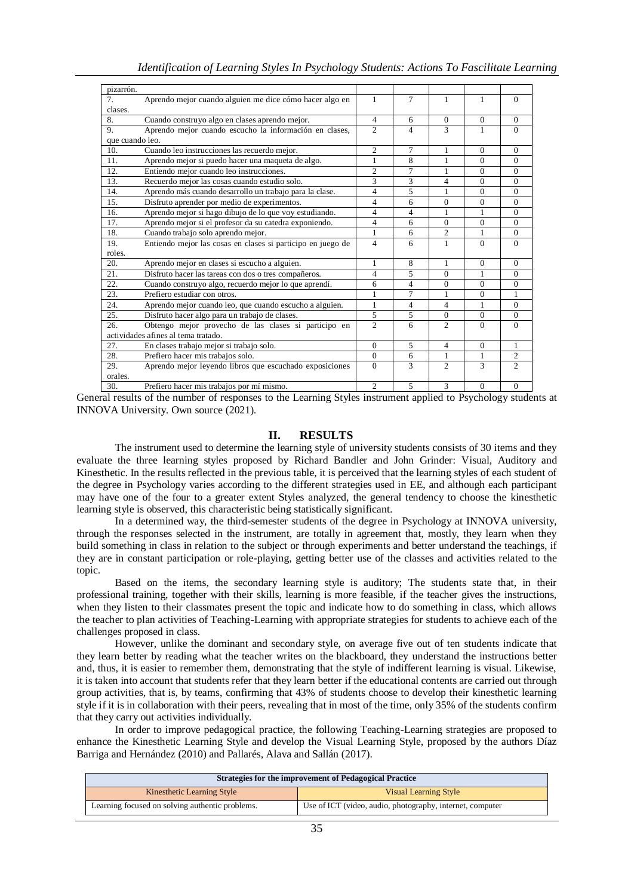| | | | | | |
|---|---|---|---|---|---|
| pizarrón. | | | | | |
| 7. Aprendo mejor cuando alguien me dice cómo hacer algo en clases. | 1 | 7 | 1 | 1 | 0 |
| 8. Cuando construyo algo en clases aprendo mejor. | 4 | 6 | 0 | 0 | 0 |
| 9. Aprendo mejor cuando escucho la información en clases, que cuando leo. | 2 | 4 | 3 | 1 | 0 |
| 10. Cuando leo instrucciones las recuerdo mejor. | 2 | 7 | 1 | 0 | 0 |
| 11. Aprendo mejor si puedo hacer una maqueta de algo. | 1 | 8 | 1 | 0 | 0 |
| 12. Entiendo mejor cuando leo instrucciones. | 2 | 7 | 1 | 0 | 0 |
| 13. Recuerdo mejor las cosas cuando estudio solo. | 3 | 3 | 4 | 0 | 0 |
| 14. Aprendo más cuando desarrollo un trabajo para la clase. | 4 | 5 | 1 | 0 | 0 |
| 15. Disfruto aprender por medio de experimentos. | 4 | 6 | 0 | 0 | 0 |
| 16. Aprendo mejor si hago dibujo de lo que voy estudiando. | 4 | 4 | 1 | 1 | 0 |
| 17. Aprendo mejor si el profesor da su catedra exponiendo. | 4 | 6 | 0 | 0 | 0 |
| 18. Cuando trabajo solo aprendo mejor. | 1 | 6 | 2 | 1 | 0 |
| 19. Entiendo mejor las cosas en clases si participo en juego de roles. | 4 | 6 | 1 | 0 | 0 |
| 20. Aprendo mejor en clases si escucho a alguien. | 1 | 8 | 1 | 0 | 0 |
| 21. Disfruto hacer las tareas con dos o tres compañeros. | 4 | 5 | 0 | 1 | 0 |
| 22. Cuando construyo algo, recuerdo mejor lo que aprendí. | 6 | 4 | 0 | 0 | 0 |
| 23. Prefiero estudiar con otros. | 1 | 7 | 1 | 0 | 1 |
| 24. Aprendo mejor cuando leo, que cuando escucho a alguien. | 1 | 4 | 4 | 1 | 0 |
| 25. Disfruto hacer algo para un trabajo de clases. | 5 | 5 | 0 | 0 | 0 |
| 26. Obtengo mejor provecho de las clases si participo en actividades afines al tema tratado. | 2 | 6 | 2 | 0 | 0 |
| 27. En clases trabajo mejor si trabajo solo. | 0 | 5 | 4 | 0 | 1 |
| 28. Prefiero hacer mis trabajos solo. | 0 | 6 | 1 | 1 | 2 |
| 29. Aprendo mejor leyendo libros que escuchado exposiciones orales. | 0 | 3 | 2 | 3 | 2 |
| 30. Prefiero hacer mis trabajos por mí mismo. | 2 | 5 | 3 | 0 | 0 |

General results of the number of responses to the Learning Styles instrument applied to Psychology students at INNOVA University. Own source (2021).

## II. RESULTS

The instrument used to determine the learning style of university students consists of 30 items and they evaluate the three learning styles proposed by Richard Bandler and John Grinder: Visual, Auditory and Kinesthetic. In the results reflected in the previous table, it is perceived that the learning styles of each student of the degree in Psychology varies according to the different strategies used in EE, and although each participant may have one of the four to a greater extent Styles analyzed, the general tendency to choose the kinesthetic learning style is observed, this characteristic being statistically significant.

In a determined way, the third-semester students of the degree in Psychology at INNOVA university, through the responses selected in the instrument, are totally in agreement that, mostly, they learn when they build something in class in relation to the subject or through experiments and better understand the teachings, if they are in constant participation or role-playing, getting better use of the classes and activities related to the topic.

Based on the items, the secondary learning style is auditory; The students state that, in their professional training, together with their skills, learning is more feasible, if the teacher gives the instructions, when they listen to their classmates present the topic and indicate how to do something in class, which allows the teacher to plan activities of Teaching-Learning with appropriate strategies for students to achieve each of the challenges proposed in class.

However, unlike the dominant and secondary style, on average five out of ten students indicate that they learn better by reading what the teacher writes on the blackboard, they understand the instructions better and, thus, it is easier to remember them, demonstrating that the style of indifferent learning is visual. Likewise, it is taken into account that students refer that they learn better if the educational contents are carried out through group activities, that is, by teams, confirming that 43% of students choose to develop their kinesthetic learning style if it is in collaboration with their peers, revealing that in most of the time, only 35% of the students confirm that they carry out activities individually.

In order to improve pedagogical practice, the following Teaching-Learning strategies are proposed to enhance the Kinesthetic Learning Style and develop the Visual Learning Style, proposed by the authors Díaz Barriga and Hernández (2010) and Pallarés, Alava and Sallán (2017).

| Strategies for the improvement of Pedagogical Practice | |
|---|---|
| Kinesthetic Learning Style | Visual Learning Style |
| Learning focused on solving authentic problems. | Use of ICT (video, audio, photography, internet, computer |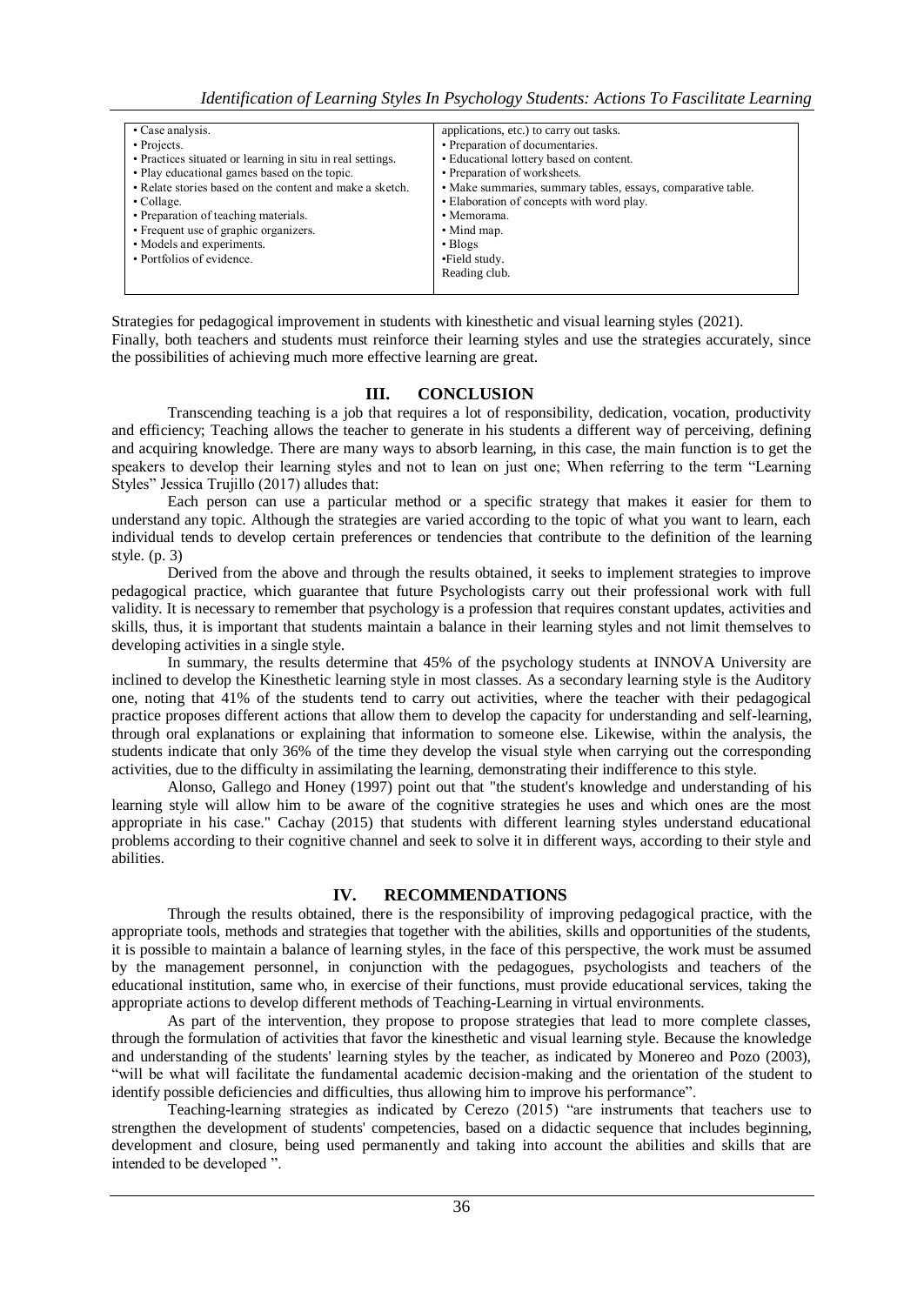| | |
|---|---|
| • Case analysis. | applications, etc.) to carry out tasks. |
| • Projects. | • Preparation of documentaries. |
| • Practices situated or learning in situ in real settings. | • Educational lottery based on content. |
| • Play educational games based on the topic. | • Preparation of worksheets. |
| • Relate stories based on the content and make a sketch. | • Make summaries, summary tables, essays, comparative table. |
| • Collage. | • Elaboration of concepts with word play. |
| • Preparation of teaching materials. | • Memorama. |
| • Frequent use of graphic organizers. | • Mind map. |
| • Models and experiments. | • Blogs |
| • Portfolios of evidence. | •Field study. |
| | Reading club. |

Strategies for pedagogical improvement in students with kinesthetic and visual learning styles (2021).

Finally, both teachers and students must reinforce their learning styles and use the strategies accurately, since the possibilities of achieving much more effective learning are great.

## III. CONCLUSION

Transcending teaching is a job that requires a lot of responsibility, dedication, vocation, productivity and efficiency; Teaching allows the teacher to generate in his students a different way of perceiving, defining and acquiring knowledge. There are many ways to absorb learning, in this case, the main function is to get the speakers to develop their learning styles and not to lean on just one; When referring to the term "Learning Styles" Jessica Trujillo (2017) alludes that:

Each person can use a particular method or a specific strategy that makes it easier for them to understand any topic. Although the strategies are varied according to the topic of what you want to learn, each individual tends to develop certain preferences or tendencies that contribute to the definition of the learning style. (p. 3)

Derived from the above and through the results obtained, it seeks to implement strategies to improve pedagogical practice, which guarantee that future Psychologists carry out their professional work with full validity. It is necessary to remember that psychology is a profession that requires constant updates, activities and skills, thus, it is important that students maintain a balance in their learning styles and not limit themselves to developing activities in a single style.

In summary, the results determine that 45% of the psychology students at INNOVA University are inclined to develop the Kinesthetic learning style in most classes. As a secondary learning style is the Auditory one, noting that 41% of the students tend to carry out activities, where the teacher with their pedagogical practice proposes different actions that allow them to develop the capacity for understanding and self-learning, through oral explanations or explaining that information to someone else. Likewise, within the analysis, the students indicate that only 36% of the time they develop the visual style when carrying out the corresponding activities, due to the difficulty in assimilating the learning, demonstrating their indifference to this style.

Alonso, Gallego and Honey (1997) point out that "the student's knowledge and understanding of his learning style will allow him to be aware of the cognitive strategies he uses and which ones are the most appropriate in his case." Cachay (2015) that students with different learning styles understand educational problems according to their cognitive channel and seek to solve it in different ways, according to their style and abilities.

## IV. RECOMMENDATIONS

Through the results obtained, there is the responsibility of improving pedagogical practice, with the appropriate tools, methods and strategies that together with the abilities, skills and opportunities of the students, it is possible to maintain a balance of learning styles, in the face of this perspective, the work must be assumed by the management personnel, in conjunction with the pedagogues, psychologists and teachers of the educational institution, same who, in exercise of their functions, must provide educational services, taking the appropriate actions to develop different methods of Teaching-Learning in virtual environments.

As part of the intervention, they propose to propose strategies that lead to more complete classes, through the formulation of activities that favor the kinesthetic and visual learning style. Because the knowledge and understanding of the students' learning styles by the teacher, as indicated by Monereo and Pozo (2003), "will be what will facilitate the fundamental academic decision-making and the orientation of the student to identify possible deficiencies and difficulties, thus allowing him to improve his performance".

Teaching-learning strategies as indicated by Cerezo (2015) "are instruments that teachers use to strengthen the development of students' competencies, based on a didactic sequence that includes beginning, development and closure, being used permanently and taking into account the abilities and skills that are intended to be developed ".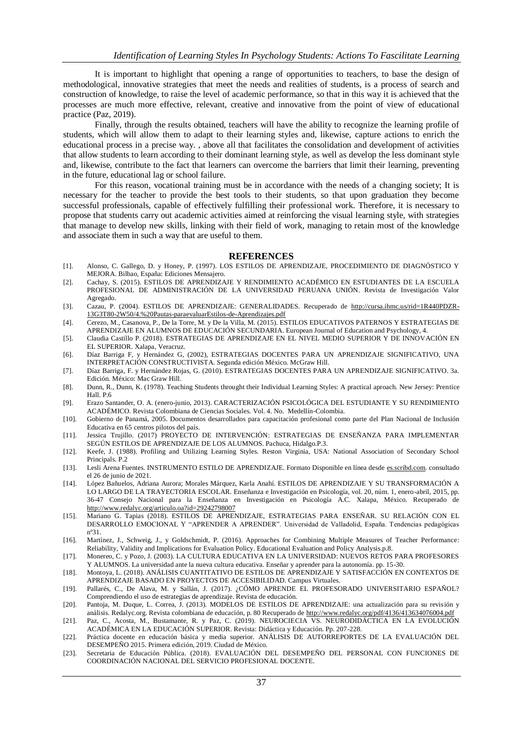It is important to highlight that opening a range of opportunities to teachers, to base the design of methodological, innovative strategies that meet the needs and realities of students, is a process of search and construction of knowledge, to raise the level of academic performance, so that in this way it is achieved that the processes are much more effective, relevant, creative and innovative from the point of view of educational practice (Paz, 2019).

Finally, through the results obtained, teachers will have the ability to recognize the learning profile of students, which will allow them to adapt to their learning styles and, likewise, capture actions to enrich the educational process in a precise way. , above all that facilitates the consolidation and development of activities that allow students to learn according to their dominant learning style, as well as develop the less dominant style and, likewise, contribute to the fact that learners can overcome the barriers that limit their learning, preventing in the future, educational lag or school failure.

For this reason, vocational training must be in accordance with the needs of a changing society; It is necessary for the teacher to provide the best tools to their students, so that upon graduation they become successful professionals, capable of effectively fulfilling their professional work. Therefore, it is necessary to propose that students carry out academic activities aimed at reinforcing the visual learning style, with strategies that manage to develop new skills, linking with their field of work, managing to retain most of the knowledge and associate them in such a way that are useful to them.

## REFERENCES

[1]. Alonso, C. Gallego, D. y Honey, P. (1997). LOS ESTILOS DE APRENDIZAJE, PROCEDIMIENTO DE DIAGNÓSTICO Y MEJORA. Bilbao, España: Ediciones Mensajero.

[2]. Cachay, S. (2015). ESTILOS DE APRENDIZAJE Y RENDIMIENTO ACADÉMICO EN ESTUDIANTES DE LA ESCUELA PROFESIONAL DE ADMINISTRACIÓN DE LA UNIVERSIDAD PERUANA UNIÓN. Revista de Investigación Valor Agregado.

[3]. Cazau, P. (2004). ESTILOS DE APRENDIZAJE: GENERALIDADES. Recuperado de http://cursa.ihmc.us/rid=1R440PDZR-13G3T80-2W50/4.%20Pautas-paraevaluarEstilos-de-Aprendizajes.pdf

[4]. Cerezo, M., Casanova, P., De la Torre, M. y De la Villa, M. (2015). ESTILOS EDUCATIVOS PATERNOS Y ESTRATEGIAS DE APRENDIZAJE EN ALUMNOS DE EDUCACIÓN SECUNDARIA. European Journal of Education and Psychology, 4.

[5]. Claudia Castillo P. (2018). ESTRATEGIAS DE APRENDIZAJE EN EL NIVEL MEDIO SUPERIOR Y DE INNOVACIÓN EN EL SUPERIOR. Xalapa, Veracruz.

[6]. Díaz Barriga F, y Hernández G, (2002), ESTRATEGIAS DOCENTES PARA UN APRENDIZAJE SIGNIFICATIVO, UNA INTERPRETACIÓN CONSTRUCTIVISTA. Segunda edición México. McGraw Hill.

[7]. Díaz Barriga, F. y Hernández Rojas, G. (2010). ESTRATEGIAS DOCENTES PARA UN APRENDIZAJE SIGNIFICATIVO. 3a. Edición. México: Mac Graw Hill.

[8]. Dunn, R., Dunn, K. (1978). Teaching Students throught their Individual Learning Styles: A practical aproach. New Jersey: Prentice Hall. P.6

[9]. Erazo Santander, O. A. (enero-junio, 2013). CARACTERIZACIÓN PSICOLÓGICA DEL ESTUDIANTE Y SU RENDIMIENTO ACADÉMICO. Revista Colombiana de Ciencias Sociales. Vol. 4. No. Medellín-Colombia.

[10]. Gobierno de Panamá, 2005. Documentos desarrollados para capacitación profesional como parte del Plan Nacional de Inclusión Educativa en 65 centros pilotos del país.

[11]. Jessica Trujillo. (2017) PROYECTO DE INTERVENCIÓN: ESTRATEGIAS DE ENSEÑANZA PARA IMPLEMENTAR SEGÚN ESTILOS DE APRENDIZAJE DE LOS ALUMNOS. Pachuca, Hidalgo.P.3.

[12]. Keefe, J. (1988). Profiling and Utilizing Learning Styles. Reston Virginia, USA: National Association of Secondary School Principals. P.2

[13]. Lesli Arena Fuentes. INSTRUMENTO ESTILO DE APRENDIZAJE. Formato Disponible en línea desde es.scribd.com. consultado el 26 de junio de 2021.

[14]. López Bañuelos, Adriana Aurora; Morales Márquez, Karla Anahí. ESTILOS DE APRENDIZAJE Y SU TRANSFORMACIÓN A LO LARGO DE LA TRAYECTORIA ESCOLAR. Enseñanza e Investigación en Psicología, vol. 20, núm. 1, enero-abril, 2015, pp. 36-47 Consejo Nacional para la Enseñanza en Investigación en Psicología A.C. Xalapa, México. Recuperado de http://www.redalyc.org/articulo.oa?id=29242798007

[15]. Mariano G. Tapias (2018). ESTILOS DE APRENDIZAJE, ESTRATEGIAS PARA ENSEÑAR. SU RELACIÓN CON EL DESARROLLO EMOCIONAL Y "APRENDER A APRENDER". Universidad de Valladolid, España. Tendencias pedagógicas nº31.

[16]. Martínez, J., Schweig, J., y Goldschmidt, P. (2016). Approaches for Combining Multiple Measures of Teacher Performance: Reliability, Validity and Implications for Evaluation Policy. Educational Evaluation and Policy Analysis.p.8.

[17]. Monereo, C. y Pozo, J. (2003). LA CULTURA EDUCATIVA EN LA UNIVERSIDAD: NUEVOS RETOS PARA PROFESORES Y ALUMNOS. La universidad ante la nueva cultura educativa. Enseñar y aprender para la autonomía. pp. 15-30.

[18]. Montoya, L. (2018). ANÁLISIS CUANTITATIVO DE ESTILOS DE APRENDIZAJE Y SATISFACCIÓN EN CONTEXTOS DE APRENDIZAJE BASADO EN PROYECTOS DE ACCESIBILIDAD. Campus Virtuales.

[19]. Pallarés, C., De Alava, M. y Sallán, J. (2017). ¿CÓMO APRENDE EL PROFESORADO UNIVERSITARIO ESPAÑOL? Comprendiendo el uso de estrategias de aprendizaje. Revista de educación.

[20]. Pantoja, M. Duque, L. Correa, J. (2013). MODELOS DE ESTILOS DE APRENDIZAJE: una actualización para su revisión y análisis. Redalyc.org. Revista colombiana de educación, p. 80 Recuperado de http://www.redalyc.org/pdf/4136/413634076004.pdf

[21]. Paz, C., Acosta, M., Bustamante, R. y Paz, C. (2019). NEUROCIECIA VS. NEURODIDÁCTICA EN LA EVOLUCIÓN ACADÉMICA EN LA EDUCACIÓN SUPERIOR. Revista: Didáctica y Educación. Pp. 207-228.

[22]. Práctica docente en educación básica y media superior. ANÁLISIS DE AUTORREPORTES DE LA EVALUACIÓN DEL DESEMPEÑO 2015. Primera edición, 2019. Ciudad de México.

[23]. Secretaria de Educación Pública. (2018). EVALUACIÓN DEL DESEMPEÑO DEL PERSONAL CON FUNCIONES DE COORDINACIÓN NACIONAL DEL SERVICIO PROFESIONAL DOCENTE.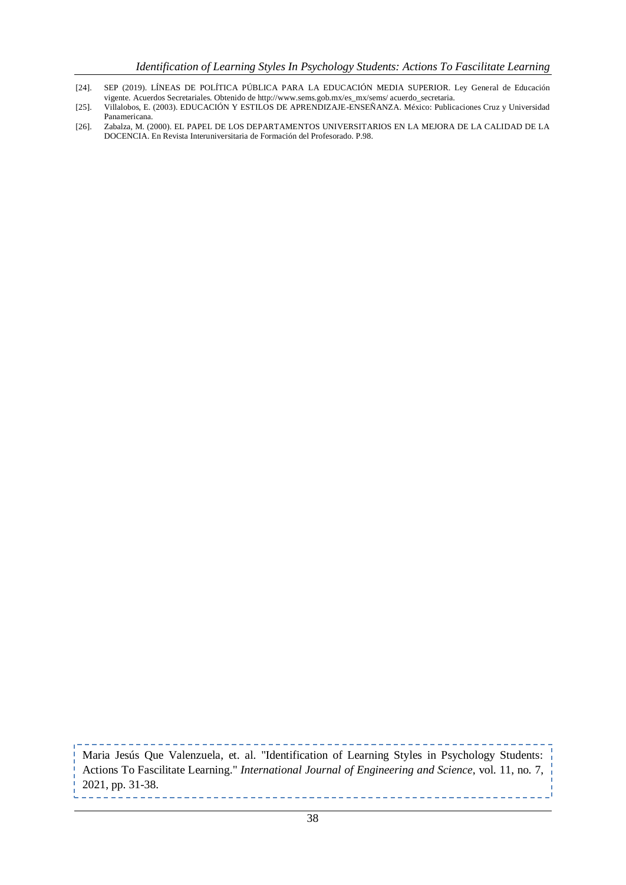[24]. SEP (2019). LÍNEAS DE POLÍTICA PÚBLICA PARA LA EDUCACIÓN MEDIA SUPERIOR. Ley General de Educación vigente. Acuerdos Secretariales. Obtenido de http://www.sems.gob.mx/es_mx/sems/ acuerdo_secretaria.

[25]. Villalobos, E. (2003). EDUCACIÓN Y ESTILOS DE APRENDIZAJE-ENSEÑANZA. México: Publicaciones Cruz y Universidad Panamericana.

[26]. Zabalza, M. (2000). EL PAPEL DE LOS DEPARTAMENTOS UNIVERSITARIOS EN LA MEJORA DE LA CALIDAD DE LA DOCENCIA. En Revista Interuniversitaria de Formación del Profesorado. P.98.

Maria Jesús Que Valenzuela, et. al. "Identification of Learning Styles in Psychology Students: Actions To Fascilitate Learning." *International Journal of Engineering and Science*, vol. 11, no. 7, 2021, pp. 31-38.